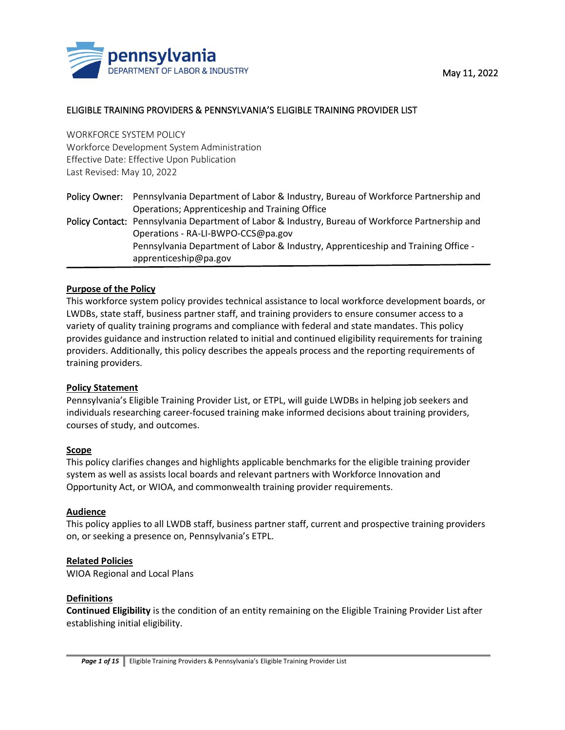pennsylvania
DEPARTMENT OF LABOR & INDUSTRY

May 11, 2022

# ELIGIBLE TRAINING PROVIDERS & PENNSYLVANIA'S ELIGIBLE TRAINING PROVIDER LIST

WORKFORCE SYSTEM POLICY
Workforce Development System Administration
Effective Date: Effective Upon Publication
Last Revised: May 10, 2022

**Policy Owner:** Pennsylvania Department of Labor & Industry, Bureau of Workforce Partnership and Operations; Apprenticeship and Training Office

**Policy Contact:** Pennsylvania Department of Labor & Industry, Bureau of Workforce Partnership and Operations - RA-LI-BWPO-CCS@pa.gov
Pennsylvania Department of Labor & Industry, Apprenticeship and Training Office - apprenticeship@pa.gov

---

## Purpose of the Policy

This workforce system policy provides technical assistance to local workforce development boards, or LWDBs, state staff, business partner staff, and training providers to ensure consumer access to a variety of quality training programs and compliance with federal and state mandates. This policy provides guidance and instruction related to initial and continued eligibility requirements for training providers. Additionally, this policy describes the appeals process and the reporting requirements of training providers.

## Policy Statement

Pennsylvania's Eligible Training Provider List, or ETPL, will guide LWDBs in helping job seekers and individuals researching career-focused training make informed decisions about training providers, courses of study, and outcomes.

## Scope

This policy clarifies changes and highlights applicable benchmarks for the eligible training provider system as well as assists local boards and relevant partners with Workforce Innovation and Opportunity Act, or WIOA, and commonwealth training provider requirements.

## Audience

This policy applies to all LWDB staff, business partner staff, current and prospective training providers on, or seeking a presence on, Pennsylvania's ETPL.

## Related Policies

WIOA Regional and Local Plans

## Definitions

**Continued Eligibility** is the condition of an entity remaining on the Eligible Training Provider List after establishing initial eligibility.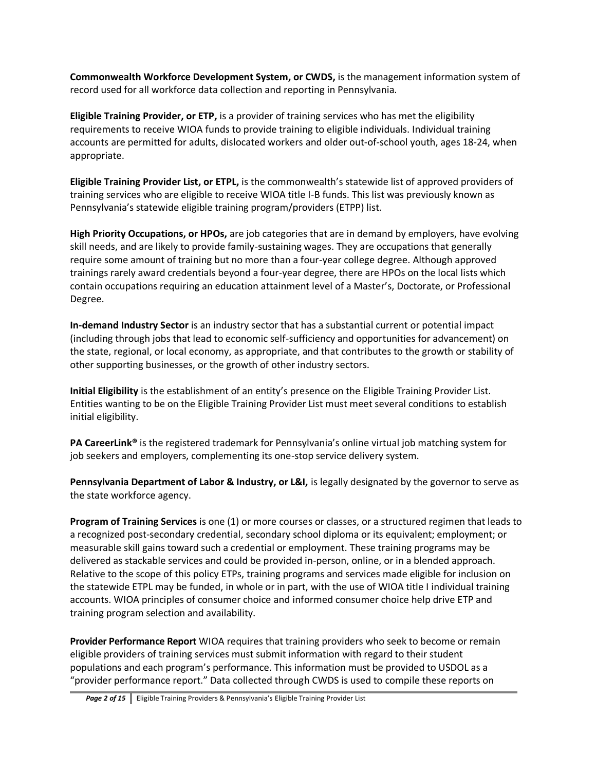**Commonwealth Workforce Development System, or CWDS,** is the management information system of record used for all workforce data collection and reporting in Pennsylvania.

**Eligible Training Provider, or ETP,** is a provider of training services who has met the eligibility requirements to receive WIOA funds to provide training to eligible individuals. Individual training accounts are permitted for adults, dislocated workers and older out-of-school youth, ages 18-24, when appropriate.

**Eligible Training Provider List, or ETPL,** is the commonwealth's statewide list of approved providers of training services who are eligible to receive WIOA title I-B funds. This list was previously known as Pennsylvania's statewide eligible training program/providers (ETPP) list.

**High Priority Occupations, or HPOs,** are job categories that are in demand by employers, have evolving skill needs, and are likely to provide family-sustaining wages. They are occupations that generally require some amount of training but no more than a four-year college degree. Although approved trainings rarely award credentials beyond a four-year degree, there are HPOs on the local lists which contain occupations requiring an education attainment level of a Master's, Doctorate, or Professional Degree.

**In-demand Industry Sector** is an industry sector that has a substantial current or potential impact (including through jobs that lead to economic self-sufficiency and opportunities for advancement) on the state, regional, or local economy, as appropriate, and that contributes to the growth or stability of other supporting businesses, or the growth of other industry sectors.

**Initial Eligibility** is the establishment of an entity's presence on the Eligible Training Provider List. Entities wanting to be on the Eligible Training Provider List must meet several conditions to establish initial eligibility.

**PA CareerLink®** is the registered trademark for Pennsylvania's online virtual job matching system for job seekers and employers, complementing its one-stop service delivery system.

**Pennsylvania Department of Labor & Industry, or L&I,** is legally designated by the governor to serve as the state workforce agency.

**Program of Training Services** is one (1) or more courses or classes, or a structured regimen that leads to a recognized post-secondary credential, secondary school diploma or its equivalent; employment; or measurable skill gains toward such a credential or employment. These training programs may be delivered as stackable services and could be provided in-person, online, or in a blended approach. Relative to the scope of this policy ETPs, training programs and services made eligible for inclusion on the statewide ETPL may be funded, in whole or in part, with the use of WIOA title I individual training accounts. WIOA principles of consumer choice and informed consumer choice help drive ETP and training program selection and availability.

**Provider Performance Report** WIOA requires that training providers who seek to become or remain eligible providers of training services must submit information with regard to their student populations and each program's performance. This information must be provided to USDOL as a "provider performance report." Data collected through CWDS is used to compile these reports on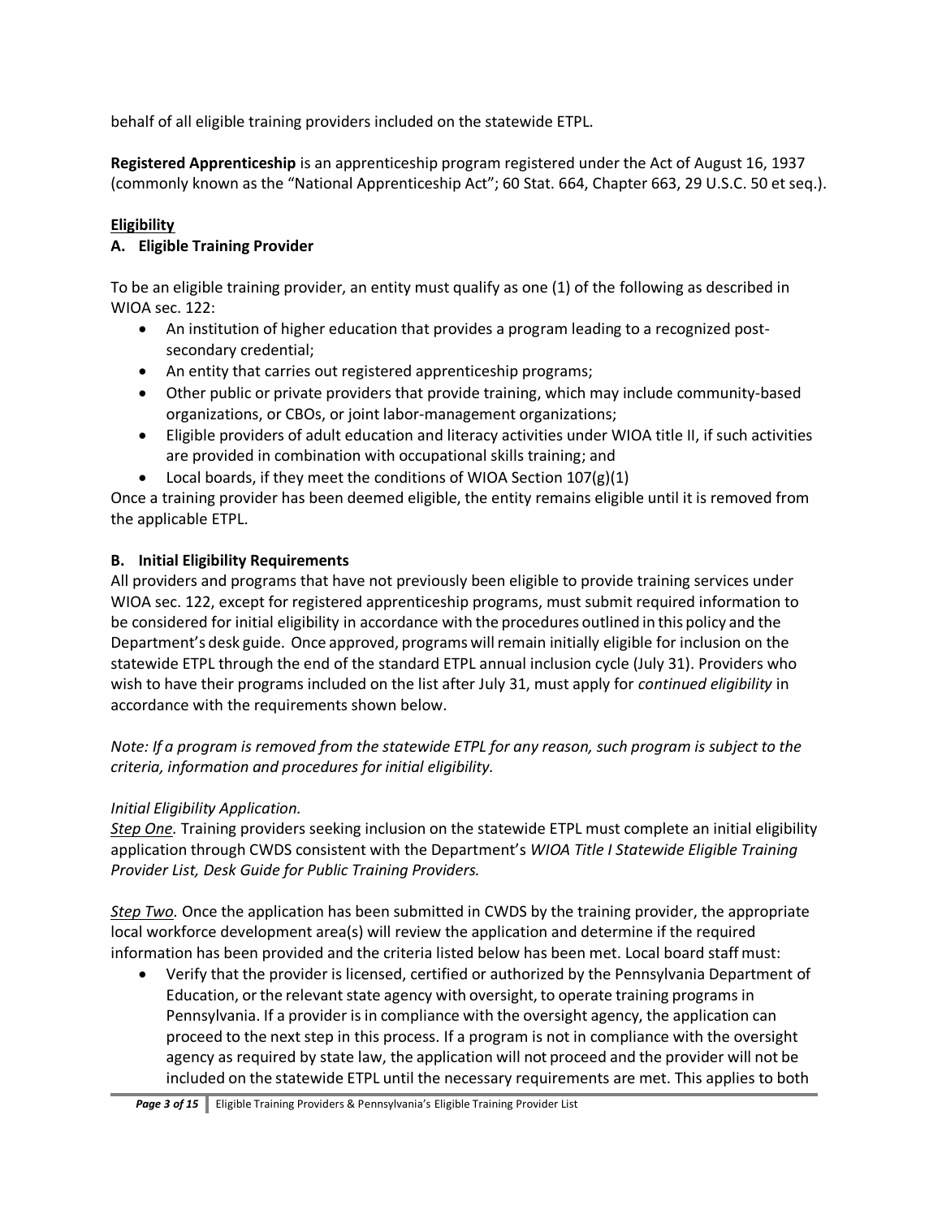behalf of all eligible training providers included on the statewide ETPL.

**Registered Apprenticeship** is an apprenticeship program registered under the Act of August 16, 1937 (commonly known as the "National Apprenticeship Act"; 60 Stat. 664, Chapter 663, 29 U.S.C. 50 et seq.).

## Eligibility

### A. Eligible Training Provider

To be an eligible training provider, an entity must qualify as one (1) of the following as described in WIOA sec. 122:

- An institution of higher education that provides a program leading to a recognized post-secondary credential;
- An entity that carries out registered apprenticeship programs;
- Other public or private providers that provide training, which may include community-based organizations, or CBOs, or joint labor-management organizations;
- Eligible providers of adult education and literacy activities under WIOA title II, if such activities are provided in combination with occupational skills training; and
- Local boards, if they meet the conditions of WIOA Section 107(g)(1)

Once a training provider has been deemed eligible, the entity remains eligible until it is removed from the applicable ETPL.

### B. Initial Eligibility Requirements

All providers and programs that have not previously been eligible to provide training services under WIOA sec. 122, except for registered apprenticeship programs, must submit required information to be considered for initial eligibility in accordance with the procedures outlined in this policy and the Department's desk guide. Once approved, programs will remain initially eligible for inclusion on the statewide ETPL through the end of the standard ETPL annual inclusion cycle (July 31). Providers who wish to have their programs included on the list after July 31, must apply for *continued eligibility* in accordance with the requirements shown below.

*Note: If a program is removed from the statewide ETPL for any reason, such program is subject to the criteria, information and procedures for initial eligibility.*

*Initial Eligibility Application.*

*Step One.* Training providers seeking inclusion on the statewide ETPL must complete an initial eligibility application through CWDS consistent with the Department's *WIOA Title I Statewide Eligible Training Provider List, Desk Guide for Public Training Providers.*

*Step Two.* Once the application has been submitted in CWDS by the training provider, the appropriate local workforce development area(s) will review the application and determine if the required information has been provided and the criteria listed below has been met. Local board staff must:

- Verify that the provider is licensed, certified or authorized by the Pennsylvania Department of Education, or the relevant state agency with oversight, to operate training programs in Pennsylvania. If a provider is in compliance with the oversight agency, the application can proceed to the next step in this process. If a program is not in compliance with the oversight agency as required by state law, the application will not proceed and the provider will not be included on the statewide ETPL until the necessary requirements are met. This applies to both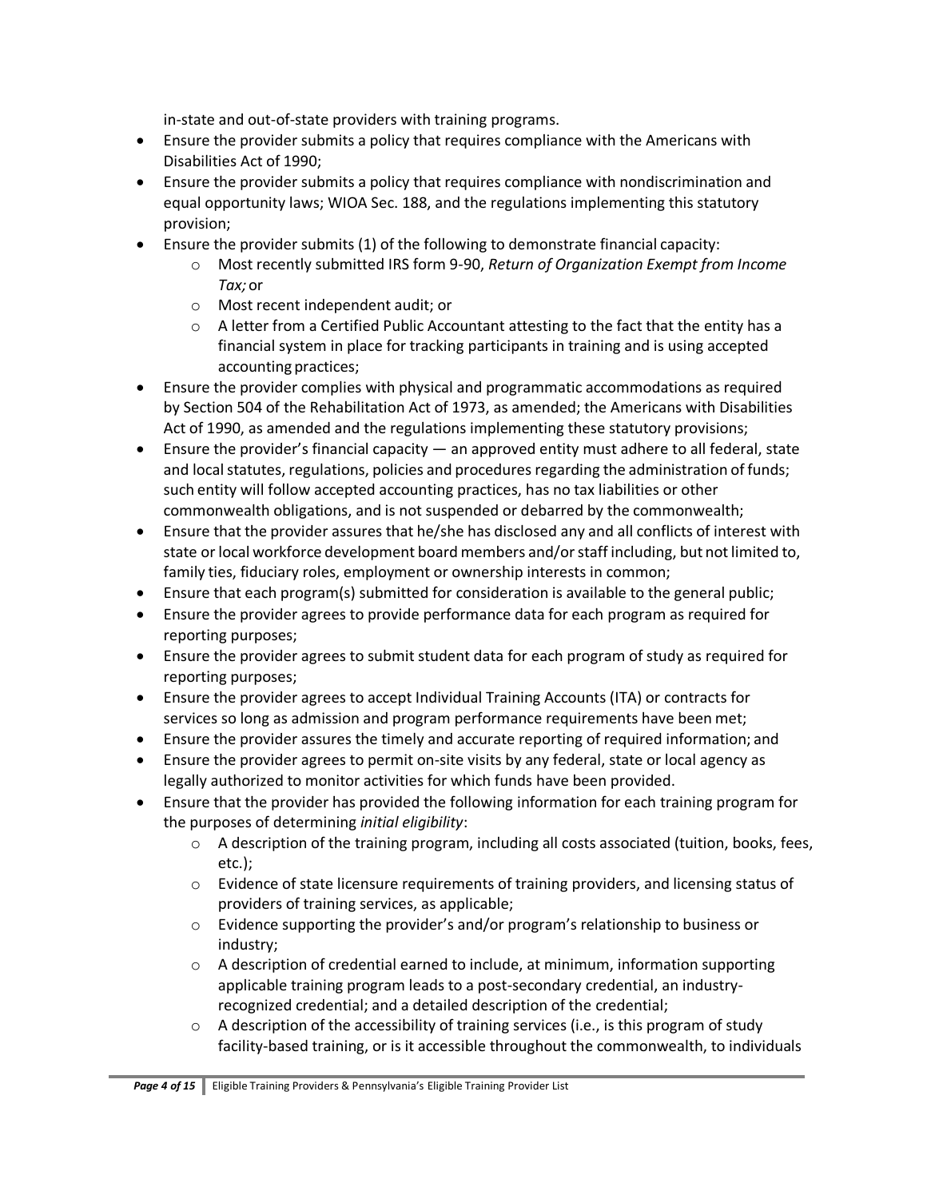in-state and out-of-state providers with training programs.

- Ensure the provider submits a policy that requires compliance with the Americans with Disabilities Act of 1990;
- Ensure the provider submits a policy that requires compliance with nondiscrimination and equal opportunity laws; WIOA Sec. 188, and the regulations implementing this statutory provision;
- Ensure the provider submits (1) of the following to demonstrate financial capacity:
  - Most recently submitted IRS form 9-90, *Return of Organization Exempt from Income Tax;* or
  - Most recent independent audit; or
  - A letter from a Certified Public Accountant attesting to the fact that the entity has a financial system in place for tracking participants in training and is using accepted accounting practices;
- Ensure the provider complies with physical and programmatic accommodations as required by Section 504 of the Rehabilitation Act of 1973, as amended; the Americans with Disabilities Act of 1990, as amended and the regulations implementing these statutory provisions;
- Ensure the provider's financial capacity — an approved entity must adhere to all federal, state and local statutes, regulations, policies and procedures regarding the administration of funds; such entity will follow accepted accounting practices, has no tax liabilities or other commonwealth obligations, and is not suspended or debarred by the commonwealth;
- Ensure that the provider assures that he/she has disclosed any and all conflicts of interest with state or local workforce development board members and/or staff including, but not limited to, family ties, fiduciary roles, employment or ownership interests in common;
- Ensure that each program(s) submitted for consideration is available to the general public;
- Ensure the provider agrees to provide performance data for each program as required for reporting purposes;
- Ensure the provider agrees to submit student data for each program of study as required for reporting purposes;
- Ensure the provider agrees to accept Individual Training Accounts (ITA) or contracts for services so long as admission and program performance requirements have been met;
- Ensure the provider assures the timely and accurate reporting of required information; and
- Ensure the provider agrees to permit on-site visits by any federal, state or local agency as legally authorized to monitor activities for which funds have been provided.
- Ensure that the provider has provided the following information for each training program for the purposes of determining *initial eligibility*:
  - A description of the training program, including all costs associated (tuition, books, fees, etc.);
  - Evidence of state licensure requirements of training providers, and licensing status of providers of training services, as applicable;
  - Evidence supporting the provider's and/or program's relationship to business or industry;
  - A description of credential earned to include, at minimum, information supporting applicable training program leads to a post-secondary credential, an industry-recognized credential; and a detailed description of the credential;
  - A description of the accessibility of training services (i.e., is this program of study facility-based training, or is it accessible throughout the commonwealth, to individuals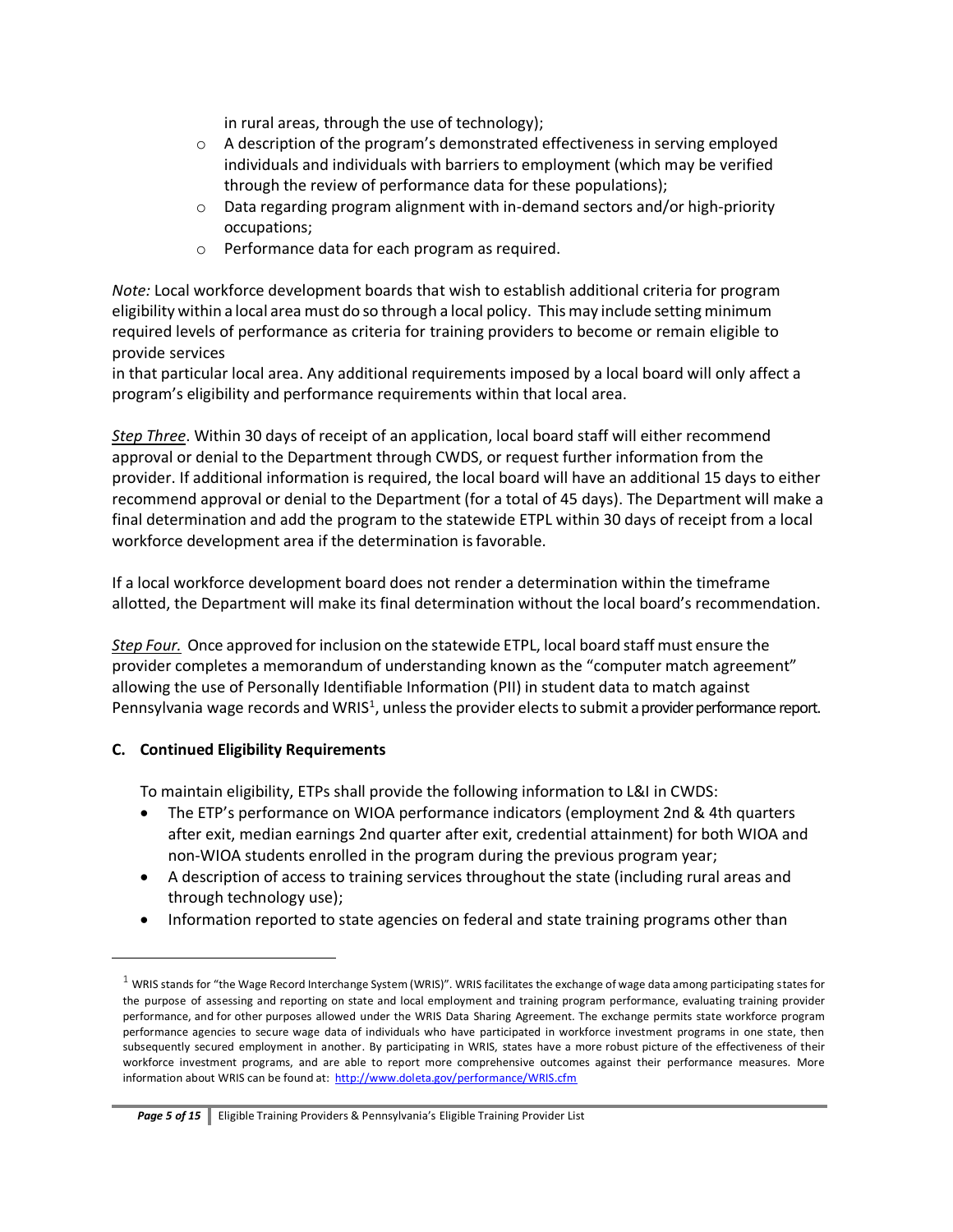in rural areas, through the use of technology);

- A description of the program's demonstrated effectiveness in serving employed individuals and individuals with barriers to employment (which may be verified through the review of performance data for these populations);
- Data regarding program alignment with in-demand sectors and/or high-priority occupations;
- Performance data for each program as required.

*Note:* Local workforce development boards that wish to establish additional criteria for program eligibility within a local area must do so through a local policy. This may include setting minimum required levels of performance as criteria for training providers to become or remain eligible to provide services in that particular local area. Any additional requirements imposed by a local board will only affect a program's eligibility and performance requirements within that local area.

***Step Three***. Within 30 days of receipt of an application, local board staff will either recommend approval or denial to the Department through CWDS, or request further information from the provider. If additional information is required, the local board will have an additional 15 days to either recommend approval or denial to the Department (for a total of 45 days). The Department will make a final determination and add the program to the statewide ETPL within 30 days of receipt from a local workforce development area if the determination is favorable.

If a local workforce development board does not render a determination within the timeframe allotted, the Department will make its final determination without the local board's recommendation.

***Step Four.*** Once approved for inclusion on the statewide ETPL, local board staff must ensure the provider completes a memorandum of understanding known as the "computer match agreement" allowing the use of Personally Identifiable Information (PII) in student data to match against Pennsylvania wage records and WRIS[1], unless the provider elects to submit a provider performance report.

**C. Continued Eligibility Requirements**

To maintain eligibility, ETPs shall provide the following information to L&I in CWDS:

- The ETP's performance on WIOA performance indicators (employment 2nd & 4th quarters after exit, median earnings 2nd quarter after exit, credential attainment) for both WIOA and non-WIOA students enrolled in the program during the previous program year;
- A description of access to training services throughout the state (including rural areas and through technology use);
- Information reported to state agencies on federal and state training programs other than

[1] WRIS stands for "the Wage Record Interchange System (WRIS)". WRIS facilitates the exchange of wage data among participating states for the purpose of assessing and reporting on state and local employment and training program performance, evaluating training provider performance, and for other purposes allowed under the WRIS Data Sharing Agreement. The exchange permits state workforce program performance agencies to secure wage data of individuals who have participated in workforce investment programs in one state, then subsequently secured employment in another. By participating in WRIS, states have a more robust picture of the effectiveness of their workforce investment programs, and are able to report more comprehensive outcomes against their performance measures. More information about WRIS can be found at: http://www.doleta.gov/performance/WRIS.cfm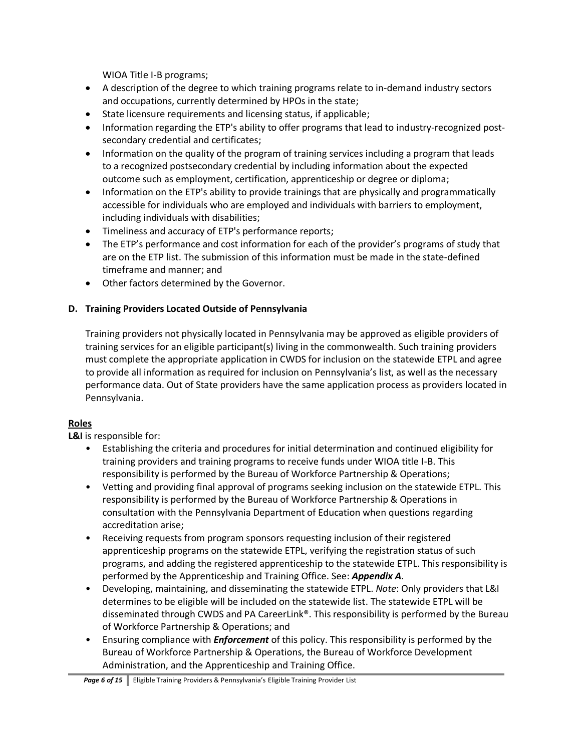WIOA Title I-B programs;

- A description of the degree to which training programs relate to in-demand industry sectors and occupations, currently determined by HPOs in the state;
- State licensure requirements and licensing status, if applicable;
- Information regarding the ETP's ability to offer programs that lead to industry-recognized post-secondary credential and certificates;
- Information on the quality of the program of training services including a program that leads to a recognized postsecondary credential by including information about the expected outcome such as employment, certification, apprenticeship or degree or diploma;
- Information on the ETP's ability to provide trainings that are physically and programmatically accessible for individuals who are employed and individuals with barriers to employment, including individuals with disabilities;
- Timeliness and accuracy of ETP's performance reports;
- The ETP's performance and cost information for each of the provider's programs of study that are on the ETP list. The submission of this information must be made in the state-defined timeframe and manner; and
- Other factors determined by the Governor.

**D. Training Providers Located Outside of Pennsylvania**

Training providers not physically located in Pennsylvania may be approved as eligible providers of training services for an eligible participant(s) living in the commonwealth. Such training providers must complete the appropriate application in CWDS for inclusion on the statewide ETPL and agree to provide all information as required for inclusion on Pennsylvania's list, as well as the necessary performance data. Out of State providers have the same application process as providers located in Pennsylvania.

**Roles**

**L&I** is responsible for:

- Establishing the criteria and procedures for initial determination and continued eligibility for training providers and training programs to receive funds under WIOA title I-B. This responsibility is performed by the Bureau of Workforce Partnership & Operations;
- Vetting and providing final approval of programs seeking inclusion on the statewide ETPL. This responsibility is performed by the Bureau of Workforce Partnership & Operations in consultation with the Pennsylvania Department of Education when questions regarding accreditation arise;
- Receiving requests from program sponsors requesting inclusion of their registered apprenticeship programs on the statewide ETPL, verifying the registration status of such programs, and adding the registered apprenticeship to the statewide ETPL. This responsibility is performed by the Apprenticeship and Training Office. See: ***Appendix A***.
- Developing, maintaining, and disseminating the statewide ETPL. *Note*: Only providers that L&I determines to be eligible will be included on the statewide list. The statewide ETPL will be disseminated through CWDS and PA CareerLink®. This responsibility is performed by the Bureau of Workforce Partnership & Operations; and
- Ensuring compliance with ***Enforcement*** of this policy. This responsibility is performed by the Bureau of Workforce Partnership & Operations, the Bureau of Workforce Development Administration, and the Apprenticeship and Training Office.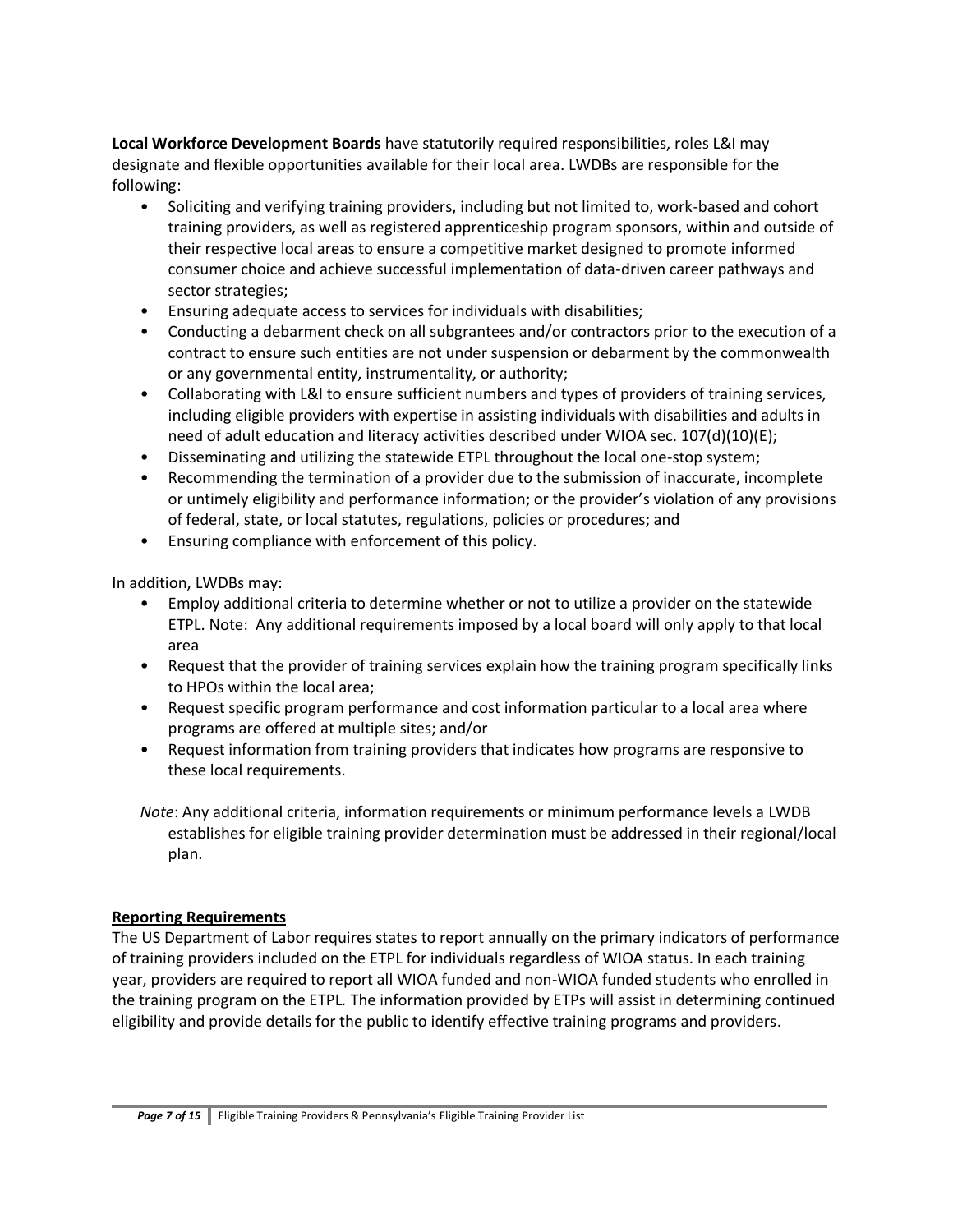**Local Workforce Development Boards** have statutorily required responsibilities, roles L&I may designate and flexible opportunities available for their local area. LWDBs are responsible for the following:

- Soliciting and verifying training providers, including but not limited to, work-based and cohort training providers, as well as registered apprenticeship program sponsors, within and outside of their respective local areas to ensure a competitive market designed to promote informed consumer choice and achieve successful implementation of data-driven career pathways and sector strategies;
- Ensuring adequate access to services for individuals with disabilities;
- Conducting a debarment check on all subgrantees and/or contractors prior to the execution of a contract to ensure such entities are not under suspension or debarment by the commonwealth or any governmental entity, instrumentality, or authority;
- Collaborating with L&I to ensure sufficient numbers and types of providers of training services, including eligible providers with expertise in assisting individuals with disabilities and adults in need of adult education and literacy activities described under WIOA sec. 107(d)(10)(E);
- Disseminating and utilizing the statewide ETPL throughout the local one-stop system;
- Recommending the termination of a provider due to the submission of inaccurate, incomplete or untimely eligibility and performance information; or the provider's violation of any provisions of federal, state, or local statutes, regulations, policies or procedures; and
- Ensuring compliance with enforcement of this policy.

In addition, LWDBs may:

- Employ additional criteria to determine whether or not to utilize a provider on the statewide ETPL. Note: Any additional requirements imposed by a local board will only apply to that local area
- Request that the provider of training services explain how the training program specifically links to HPOs within the local area;
- Request specific program performance and cost information particular to a local area where programs are offered at multiple sites; and/or
- Request information from training providers that indicates how programs are responsive to these local requirements.

*Note*: Any additional criteria, information requirements or minimum performance levels a LWDB establishes for eligible training provider determination must be addressed in their regional/local plan.

**Reporting Requirements**

The US Department of Labor requires states to report annually on the primary indicators of performance of training providers included on the ETPL for individuals regardless of WIOA status. In each training year, providers are required to report all WIOA funded and non-WIOA funded students who enrolled in the training program on the ETPL. The information provided by ETPs will assist in determining continued eligibility and provide details for the public to identify effective training programs and providers.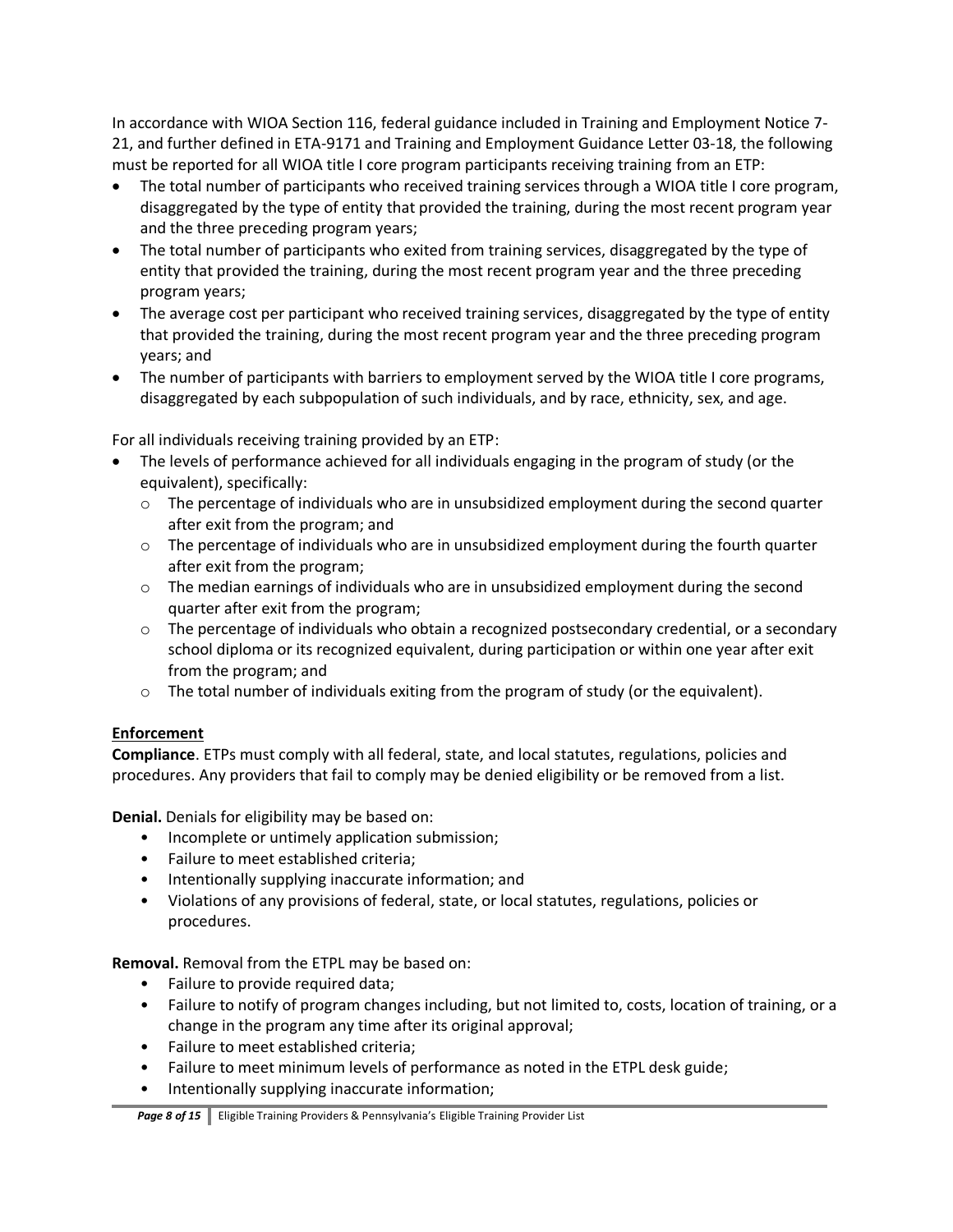In accordance with WIOA Section 116, federal guidance included in Training and Employment Notice 7-21, and further defined in ETA-9171 and Training and Employment Guidance Letter 03-18, the following must be reported for all WIOA title I core program participants receiving training from an ETP:

- The total number of participants who received training services through a WIOA title I core program, disaggregated by the type of entity that provided the training, during the most recent program year and the three preceding program years;
- The total number of participants who exited from training services, disaggregated by the type of entity that provided the training, during the most recent program year and the three preceding program years;
- The average cost per participant who received training services, disaggregated by the type of entity that provided the training, during the most recent program year and the three preceding program years; and
- The number of participants with barriers to employment served by the WIOA title I core programs, disaggregated by each subpopulation of such individuals, and by race, ethnicity, sex, and age.

For all individuals receiving training provided by an ETP:

- The levels of performance achieved for all individuals engaging in the program of study (or the equivalent), specifically:
  - The percentage of individuals who are in unsubsidized employment during the second quarter after exit from the program; and
  - The percentage of individuals who are in unsubsidized employment during the fourth quarter after exit from the program;
  - The median earnings of individuals who are in unsubsidized employment during the second quarter after exit from the program;
  - The percentage of individuals who obtain a recognized postsecondary credential, or a secondary school diploma or its recognized equivalent, during participation or within one year after exit from the program; and
  - The total number of individuals exiting from the program of study (or the equivalent).

## Enforcement

**Compliance**. ETPs must comply with all federal, state, and local statutes, regulations, policies and procedures. Any providers that fail to comply may be denied eligibility or be removed from a list.

**Denial.** Denials for eligibility may be based on:

- Incomplete or untimely application submission;
- Failure to meet established criteria;
- Intentionally supplying inaccurate information; and
- Violations of any provisions of federal, state, or local statutes, regulations, policies or procedures.

**Removal.** Removal from the ETPL may be based on:

- Failure to provide required data;
- Failure to notify of program changes including, but not limited to, costs, location of training, or a change in the program any time after its original approval;
- Failure to meet established criteria;
- Failure to meet minimum levels of performance as noted in the ETPL desk guide;
- Intentionally supplying inaccurate information;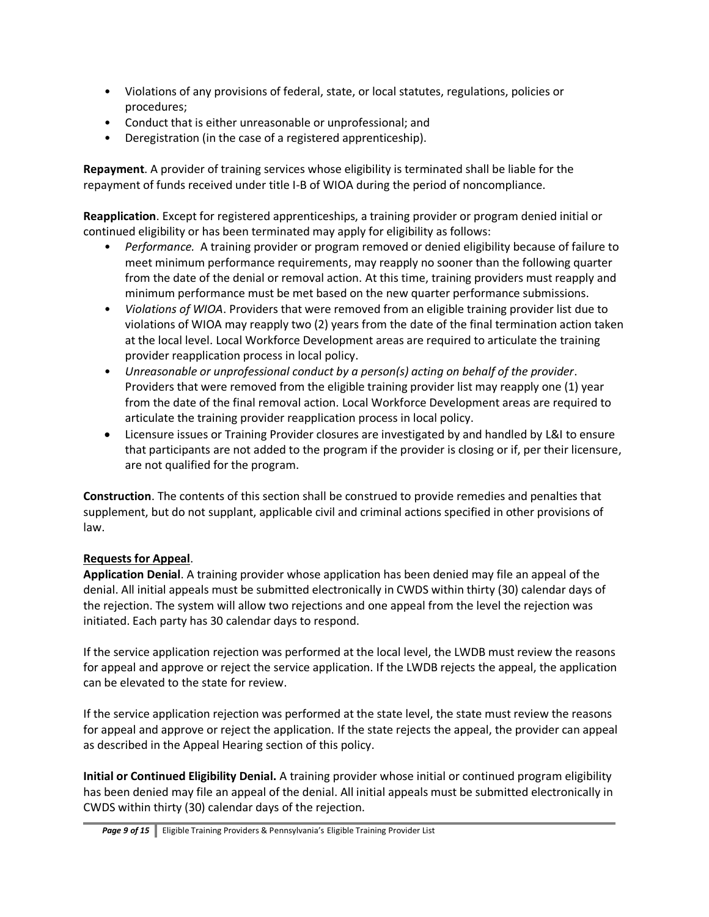- Violations of any provisions of federal, state, or local statutes, regulations, policies or procedures;
- Conduct that is either unreasonable or unprofessional; and
- Deregistration (in the case of a registered apprenticeship).

**Repayment**. A provider of training services whose eligibility is terminated shall be liable for the repayment of funds received under title I-B of WIOA during the period of noncompliance.

**Reapplication**. Except for registered apprenticeships, a training provider or program denied initial or continued eligibility or has been terminated may apply for eligibility as follows:

- *Performance.* A training provider or program removed or denied eligibility because of failure to meet minimum performance requirements, may reapply no sooner than the following quarter from the date of the denial or removal action. At this time, training providers must reapply and minimum performance must be met based on the new quarter performance submissions.
- *Violations of WIOA*. Providers that were removed from an eligible training provider list due to violations of WIOA may reapply two (2) years from the date of the final termination action taken at the local level. Local Workforce Development areas are required to articulate the training provider reapplication process in local policy.
- *Unreasonable or unprofessional conduct by a person(s) acting on behalf of the provider*. Providers that were removed from the eligible training provider list may reapply one (1) year from the date of the final removal action. Local Workforce Development areas are required to articulate the training provider reapplication process in local policy.
- Licensure issues or Training Provider closures are investigated by and handled by L&I to ensure that participants are not added to the program if the provider is closing or if, per their licensure, are not qualified for the program.

**Construction**. The contents of this section shall be construed to provide remedies and penalties that supplement, but do not supplant, applicable civil and criminal actions specified in other provisions of law.

**<u>Requests for Appeal</u>**.

**Application Denial**. A training provider whose application has been denied may file an appeal of the denial. All initial appeals must be submitted electronically in CWDS within thirty (30) calendar days of the rejection. The system will allow two rejections and one appeal from the level the rejection was initiated. Each party has 30 calendar days to respond.

If the service application rejection was performed at the local level, the LWDB must review the reasons for appeal and approve or reject the service application. If the LWDB rejects the appeal, the application can be elevated to the state for review.

If the service application rejection was performed at the state level, the state must review the reasons for appeal and approve or reject the application. If the state rejects the appeal, the provider can appeal as described in the Appeal Hearing section of this policy.

**Initial or Continued Eligibility Denial.** A training provider whose initial or continued program eligibility has been denied may file an appeal of the denial. All initial appeals must be submitted electronically in CWDS within thirty (30) calendar days of the rejection.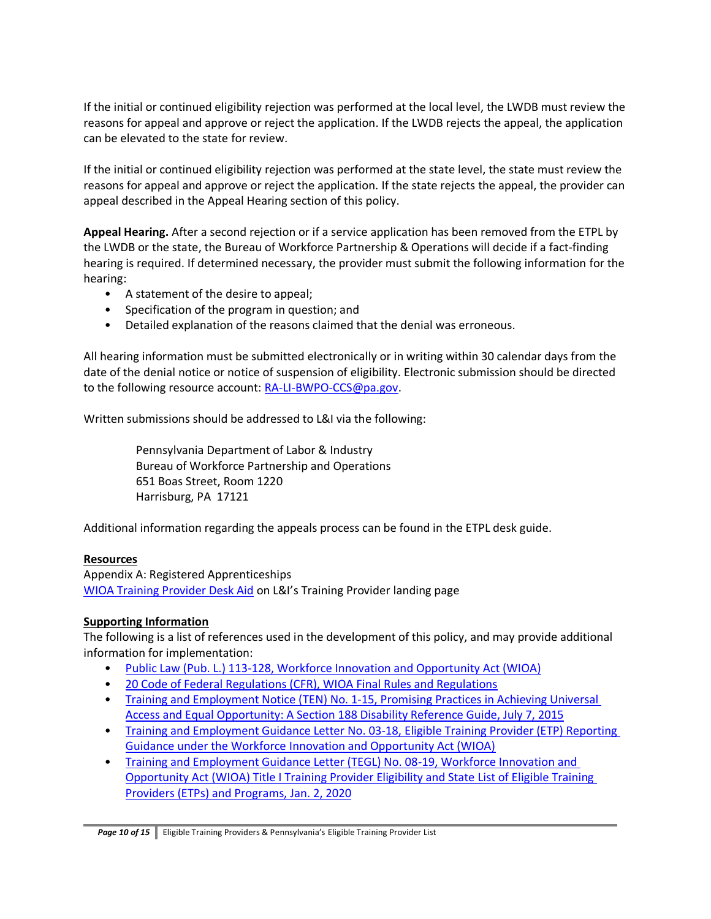If the initial or continued eligibility rejection was performed at the local level, the LWDB must review the reasons for appeal and approve or reject the application. If the LWDB rejects the appeal, the application can be elevated to the state for review.

If the initial or continued eligibility rejection was performed at the state level, the state must review the reasons for appeal and approve or reject the application. If the state rejects the appeal, the provider can appeal described in the Appeal Hearing section of this policy.

**Appeal Hearing.** After a second rejection or if a service application has been removed from the ETPL by the LWDB or the state, the Bureau of Workforce Partnership & Operations will decide if a fact-finding hearing is required. If determined necessary, the provider must submit the following information for the hearing:

- A statement of the desire to appeal;
- Specification of the program in question; and
- Detailed explanation of the reasons claimed that the denial was erroneous.

All hearing information must be submitted electronically or in writing within 30 calendar days from the date of the denial notice or notice of suspension of eligibility. Electronic submission should be directed to the following resource account: RA-LI-BWPO-CCS@pa.gov.

Written submissions should be addressed to L&I via the following:

> Pennsylvania Department of Labor & Industry
> Bureau of Workforce Partnership and Operations
> 651 Boas Street, Room 1220
> Harrisburg, PA 17121

Additional information regarding the appeals process can be found in the ETPL desk guide.

**Resources**

Appendix A: Registered Apprenticeships
WIOA Training Provider Desk Aid on L&I's Training Provider landing page

**Supporting Information**

The following is a list of references used in the development of this policy, and may provide additional information for implementation:

- Public Law (Pub. L.) 113-128, Workforce Innovation and Opportunity Act (WIOA)
- 20 Code of Federal Regulations (CFR), WIOA Final Rules and Regulations
- Training and Employment Notice (TEN) No. 1-15, Promising Practices in Achieving Universal Access and Equal Opportunity: A Section 188 Disability Reference Guide, July 7, 2015
- Training and Employment Guidance Letter No. 03-18, Eligible Training Provider (ETP) Reporting Guidance under the Workforce Innovation and Opportunity Act (WIOA)
- Training and Employment Guidance Letter (TEGL) No. 08-19, Workforce Innovation and Opportunity Act (WIOA) Title I Training Provider Eligibility and State List of Eligible Training Providers (ETPs) and Programs, Jan. 2, 2020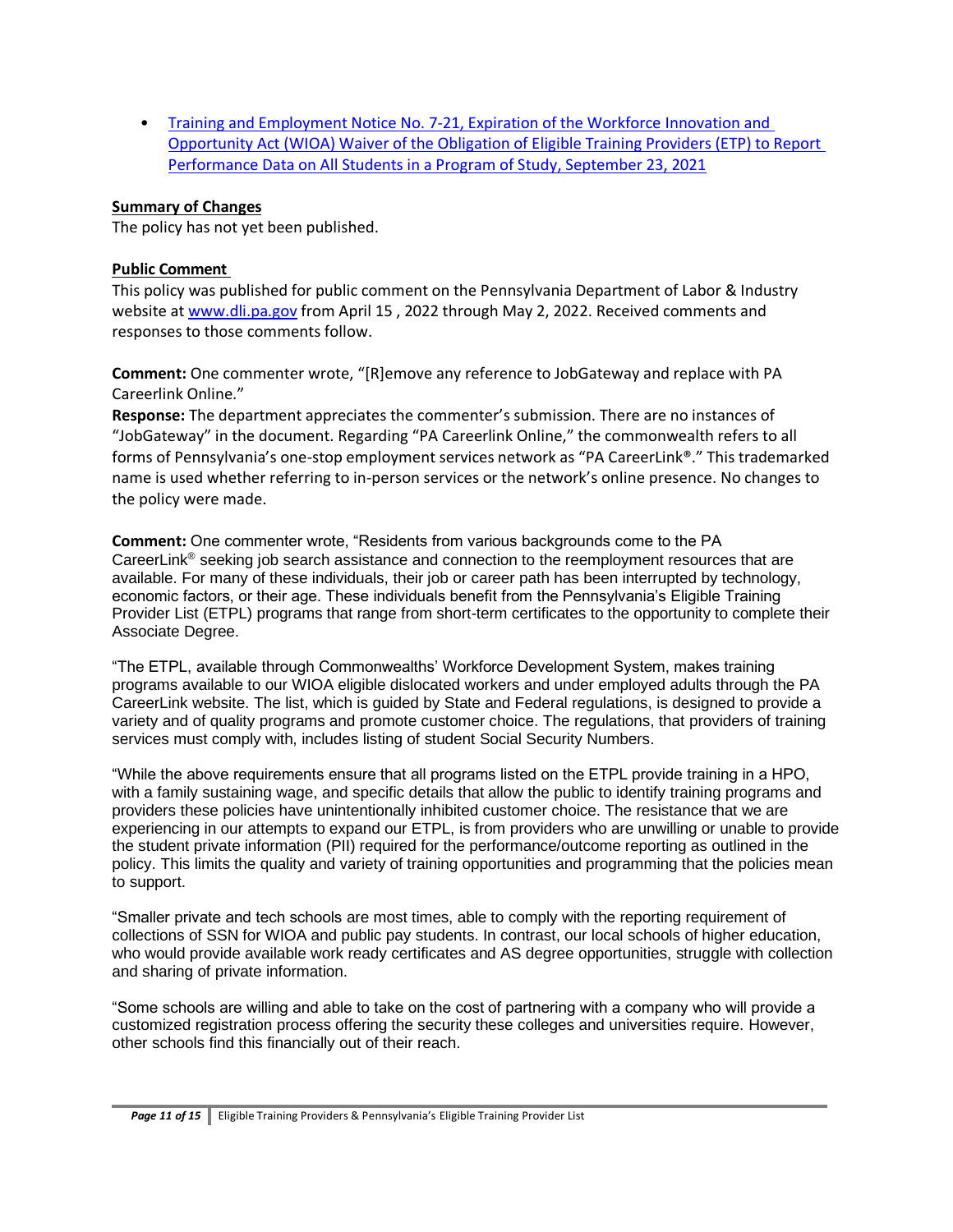- [Training and Employment Notice No. 7-21, Expiration of the Workforce Innovation and Opportunity Act (WIOA) Waiver of the Obligation of Eligible Training Providers (ETP) to Report Performance Data on All Students in a Program of Study, September 23, 2021]()

**Summary of Changes**

The policy has not yet been published.

**Public Comment**

This policy was published for public comment on the Pennsylvania Department of Labor & Industry website at [www.dli.pa.gov](www.dli.pa.gov) from April 15 , 2022 through May 2, 2022. Received comments and responses to those comments follow.

**Comment:** One commenter wrote, "[R]emove any reference to JobGateway and replace with PA Careerlink Online."

**Response:** The department appreciates the commenter's submission. There are no instances of "JobGateway" in the document. Regarding "PA Careerlink Online," the commonwealth refers to all forms of Pennsylvania's one-stop employment services network as "PA CareerLink®." This trademarked name is used whether referring to in-person services or the network's online presence. No changes to the policy were made.

**Comment:** One commenter wrote, "Residents from various backgrounds come to the PA CareerLink® seeking job search assistance and connection to the reemployment resources that are available. For many of these individuals, their job or career path has been interrupted by technology, economic factors, or their age. These individuals benefit from the Pennsylvania's Eligible Training Provider List (ETPL) programs that range from short-term certificates to the opportunity to complete their Associate Degree.

"The ETPL, available through Commonwealths' Workforce Development System, makes training programs available to our WIOA eligible dislocated workers and under employed adults through the PA CareerLink website. The list, which is guided by State and Federal regulations, is designed to provide a variety and of quality programs and promote customer choice. The regulations, that providers of training services must comply with, includes listing of student Social Security Numbers.

"While the above requirements ensure that all programs listed on the ETPL provide training in a HPO, with a family sustaining wage, and specific details that allow the public to identify training programs and providers these policies have unintentionally inhibited customer choice. The resistance that we are experiencing in our attempts to expand our ETPL, is from providers who are unwilling or unable to provide the student private information (PII) required for the performance/outcome reporting as outlined in the policy. This limits the quality and variety of training opportunities and programming that the policies mean to support.

"Smaller private and tech schools are most times, able to comply with the reporting requirement of collections of SSN for WIOA and public pay students. In contrast, our local schools of higher education, who would provide available work ready certificates and AS degree opportunities, struggle with collection and sharing of private information.

"Some schools are willing and able to take on the cost of partnering with a company who will provide a customized registration process offering the security these colleges and universities require. However, other schools find this financially out of their reach.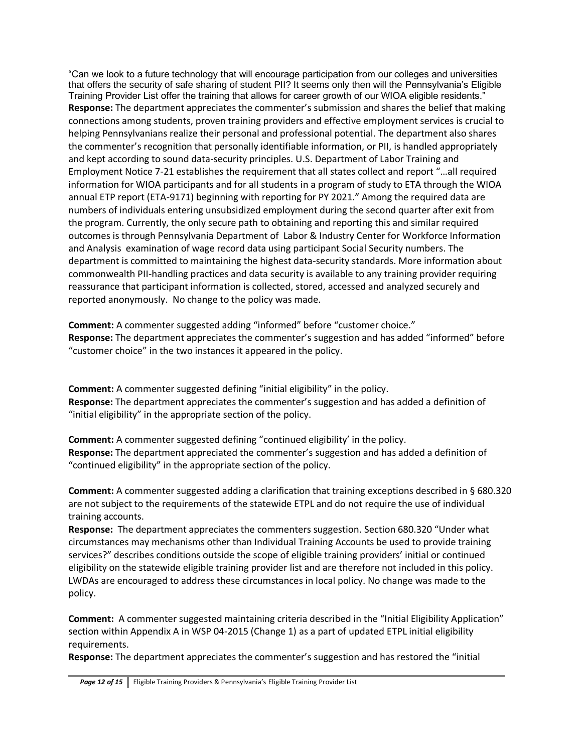"Can we look to a future technology that will encourage participation from our colleges and universities that offers the security of safe sharing of student PII? It seems only then will the Pennsylvania's Eligible Training Provider List offer the training that allows for career growth of our WIOA eligible residents."

**Response:** The department appreciates the commenter's submission and shares the belief that making connections among students, proven training providers and effective employment services is crucial to helping Pennsylvanians realize their personal and professional potential. The department also shares the commenter's recognition that personally identifiable information, or PII, is handled appropriately and kept according to sound data-security principles. U.S. Department of Labor Training and Employment Notice 7-21 establishes the requirement that all states collect and report "…all required information for WIOA participants and for all students in a program of study to ETA through the WIOA annual ETP report (ETA-9171) beginning with reporting for PY 2021." Among the required data are numbers of individuals entering unsubsidized employment during the second quarter after exit from the program. Currently, the only secure path to obtaining and reporting this and similar required outcomes is through Pennsylvania Department of Labor & Industry Center for Workforce Information and Analysis examination of wage record data using participant Social Security numbers. The department is committed to maintaining the highest data-security standards. More information about commonwealth PII-handling practices and data security is available to any training provider requiring reassurance that participant information is collected, stored, accessed and analyzed securely and reported anonymously. No change to the policy was made.

**Comment:** A commenter suggested adding "informed" before "customer choice."

**Response:** The department appreciates the commenter's suggestion and has added "informed" before "customer choice" in the two instances it appeared in the policy.

**Comment:** A commenter suggested defining "initial eligibility" in the policy.

**Response:** The department appreciates the commenter's suggestion and has added a definition of "initial eligibility" in the appropriate section of the policy.

**Comment:** A commenter suggested defining "continued eligibility' in the policy.

**Response:** The department appreciated the commenter's suggestion and has added a definition of "continued eligibility" in the appropriate section of the policy.

**Comment:** A commenter suggested adding a clarification that training exceptions described in § 680.320 are not subject to the requirements of the statewide ETPL and do not require the use of individual training accounts.

**Response:** The department appreciates the commenters suggestion. Section 680.320 "Under what circumstances may mechanisms other than Individual Training Accounts be used to provide training services?" describes conditions outside the scope of eligible training providers' initial or continued eligibility on the statewide eligible training provider list and are therefore not included in this policy. LWDAs are encouraged to address these circumstances in local policy. No change was made to the policy.

**Comment:** A commenter suggested maintaining criteria described in the "Initial Eligibility Application" section within Appendix A in WSP 04-2015 (Change 1) as a part of updated ETPL initial eligibility requirements.

**Response:** The department appreciates the commenter's suggestion and has restored the "initial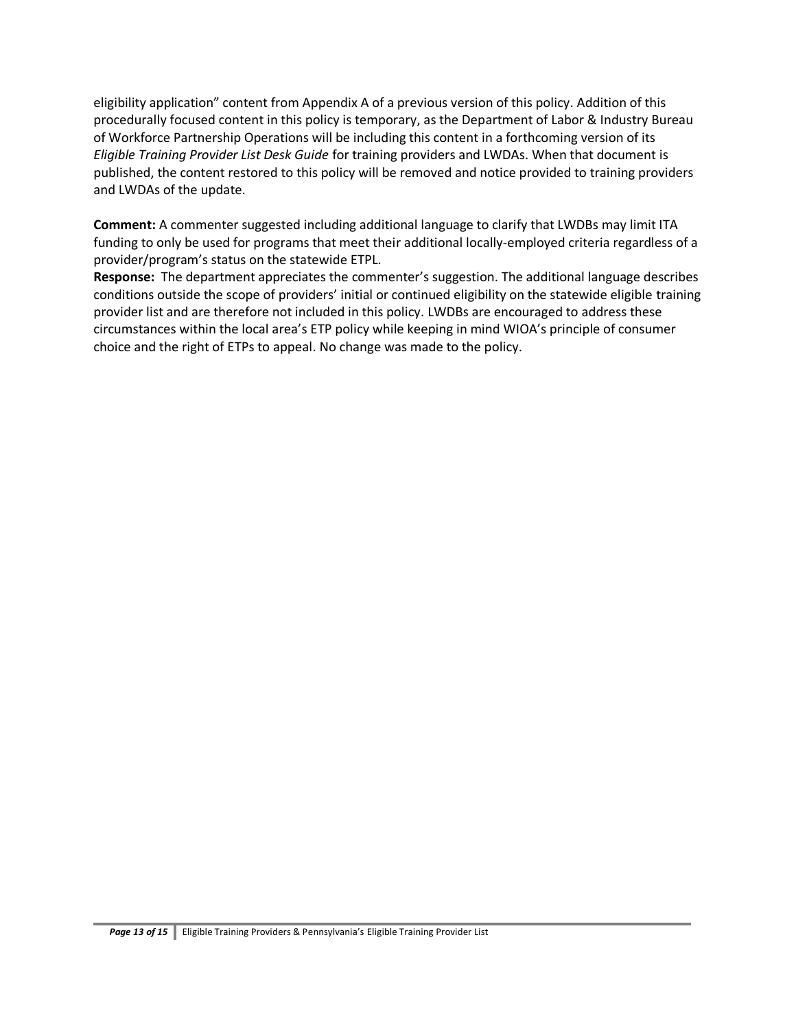eligibility application" content from Appendix A of a previous version of this policy. Addition of this procedurally focused content in this policy is temporary, as the Department of Labor & Industry Bureau of Workforce Partnership Operations will be including this content in a forthcoming version of its *Eligible Training Provider List Desk Guide* for training providers and LWDAs. When that document is published, the content restored to this policy will be removed and notice provided to training providers and LWDAs of the update.

**Comment:** A commenter suggested including additional language to clarify that LWDBs may limit ITA funding to only be used for programs that meet their additional locally-employed criteria regardless of a provider/program's status on the statewide ETPL.

**Response:** The department appreciates the commenter's suggestion. The additional language describes conditions outside the scope of providers' initial or continued eligibility on the statewide eligible training provider list and are therefore not included in this policy. LWDBs are encouraged to address these circumstances within the local area's ETP policy while keeping in mind WIOA's principle of consumer choice and the right of ETPs to appeal. No change was made to the policy.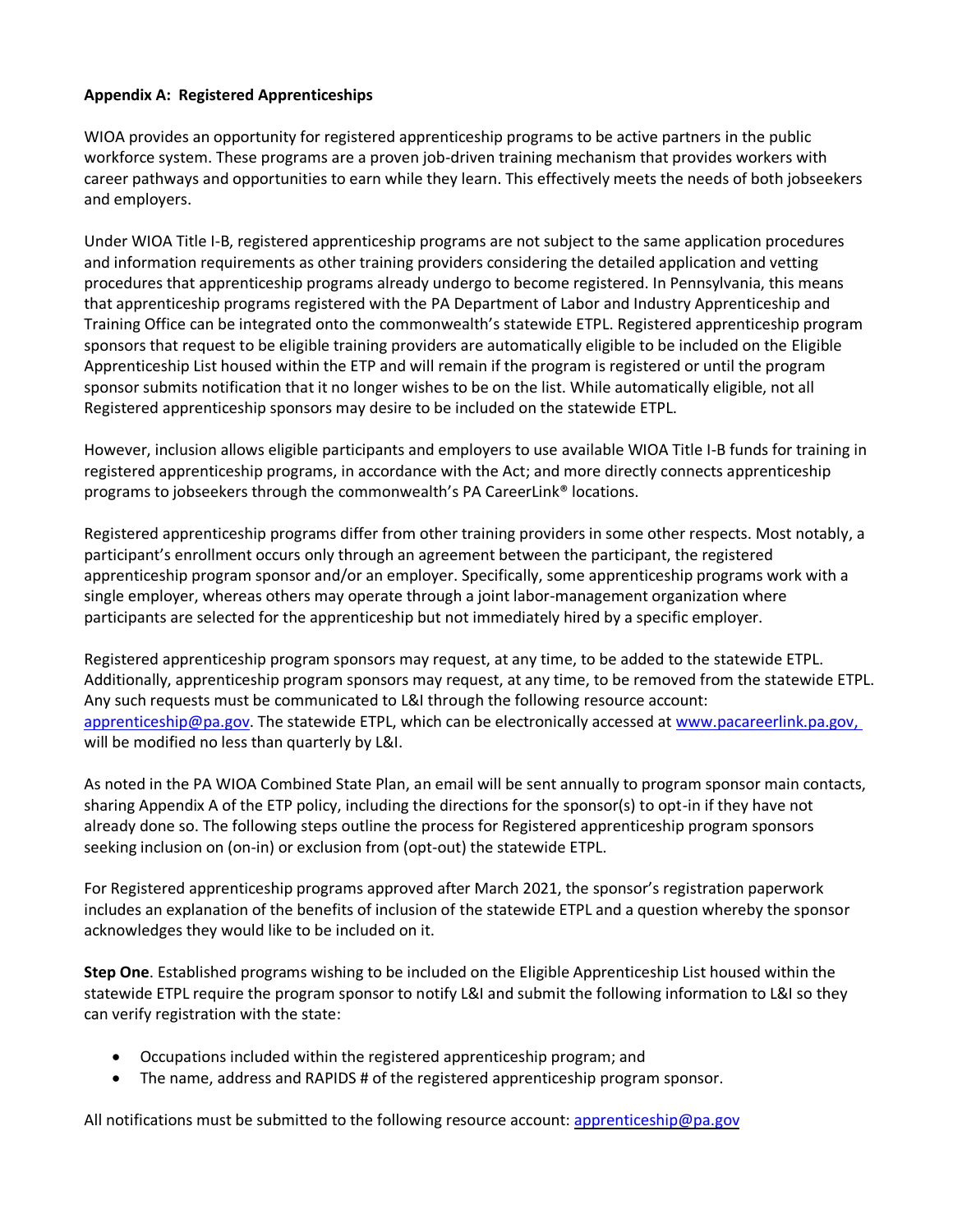**Appendix A: Registered Apprenticeships**

WIOA provides an opportunity for registered apprenticeship programs to be active partners in the public workforce system. These programs are a proven job-driven training mechanism that provides workers with career pathways and opportunities to earn while they learn. This effectively meets the needs of both jobseekers and employers.

Under WIOA Title I-B, registered apprenticeship programs are not subject to the same application procedures and information requirements as other training providers considering the detailed application and vetting procedures that apprenticeship programs already undergo to become registered. In Pennsylvania, this means that apprenticeship programs registered with the PA Department of Labor and Industry Apprenticeship and Training Office can be integrated onto the commonwealth's statewide ETPL. Registered apprenticeship program sponsors that request to be eligible training providers are automatically eligible to be included on the Eligible Apprenticeship List housed within the ETP and will remain if the program is registered or until the program sponsor submits notification that it no longer wishes to be on the list. While automatically eligible, not all Registered apprenticeship sponsors may desire to be included on the statewide ETPL.

However, inclusion allows eligible participants and employers to use available WIOA Title I-B funds for training in registered apprenticeship programs, in accordance with the Act; and more directly connects apprenticeship programs to jobseekers through the commonwealth's PA CareerLink® locations.

Registered apprenticeship programs differ from other training providers in some other respects. Most notably, a participant's enrollment occurs only through an agreement between the participant, the registered apprenticeship program sponsor and/or an employer. Specifically, some apprenticeship programs work with a single employer, whereas others may operate through a joint labor-management organization where participants are selected for the apprenticeship but not immediately hired by a specific employer.

Registered apprenticeship program sponsors may request, at any time, to be added to the statewide ETPL. Additionally, apprenticeship program sponsors may request, at any time, to be removed from the statewide ETPL. Any such requests must be communicated to L&I through the following resource account: apprenticeship@pa.gov. The statewide ETPL, which can be electronically accessed at www.pacareerlink.pa.gov, will be modified no less than quarterly by L&I.

As noted in the PA WIOA Combined State Plan, an email will be sent annually to program sponsor main contacts, sharing Appendix A of the ETP policy, including the directions for the sponsor(s) to opt-in if they have not already done so. The following steps outline the process for Registered apprenticeship program sponsors seeking inclusion on (on-in) or exclusion from (opt-out) the statewide ETPL.

For Registered apprenticeship programs approved after March 2021, the sponsor's registration paperwork includes an explanation of the benefits of inclusion of the statewide ETPL and a question whereby the sponsor acknowledges they would like to be included on it.

**Step One**. Established programs wishing to be included on the Eligible Apprenticeship List housed within the statewide ETPL require the program sponsor to notify L&I and submit the following information to L&I so they can verify registration with the state:

- Occupations included within the registered apprenticeship program; and
- The name, address and RAPIDS # of the registered apprenticeship program sponsor.

All notifications must be submitted to the following resource account: apprenticeship@pa.gov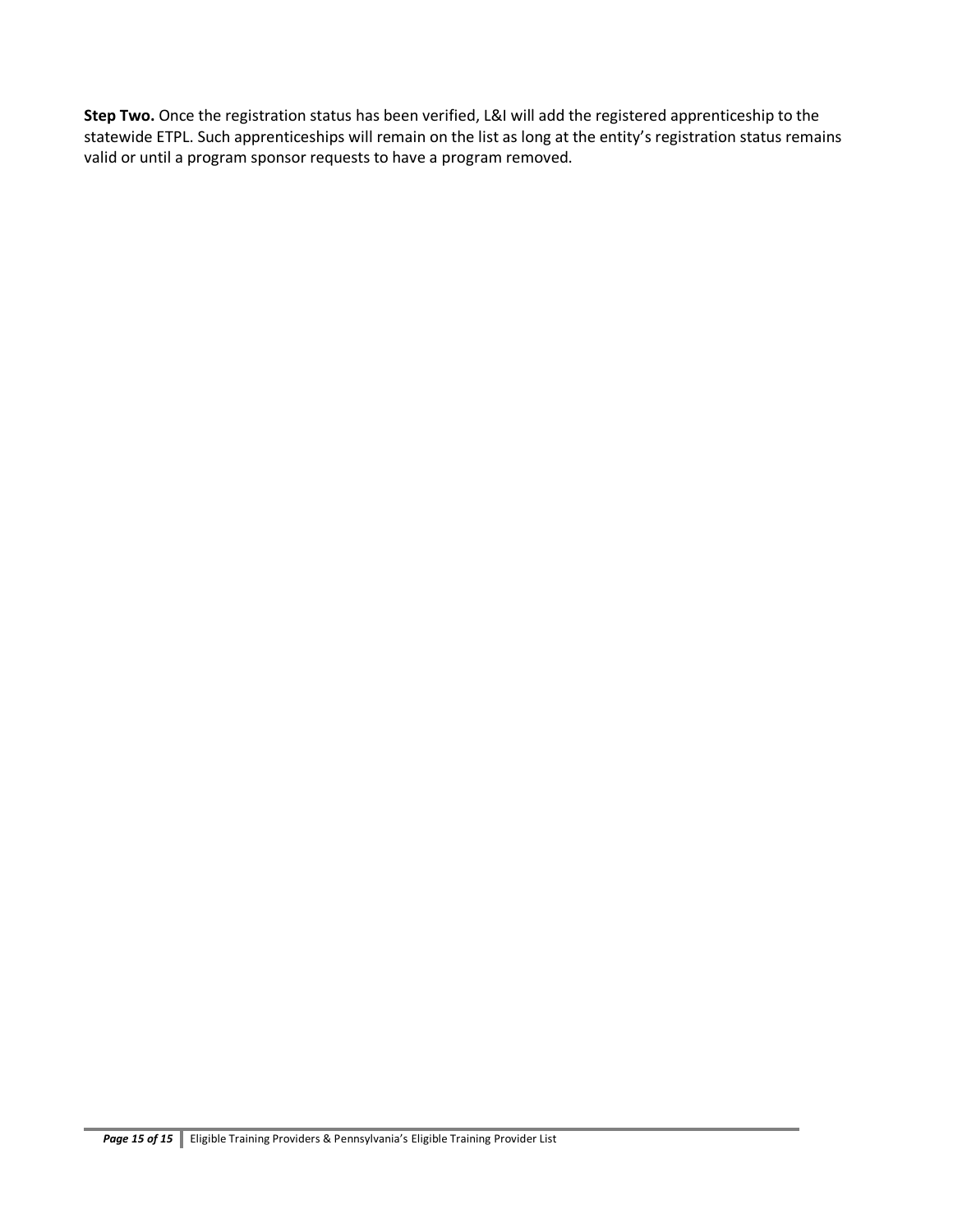**Step Two.** Once the registration status has been verified, L&I will add the registered apprenticeship to the statewide ETPL. Such apprenticeships will remain on the list as long at the entity's registration status remains valid or until a program sponsor requests to have a program removed.